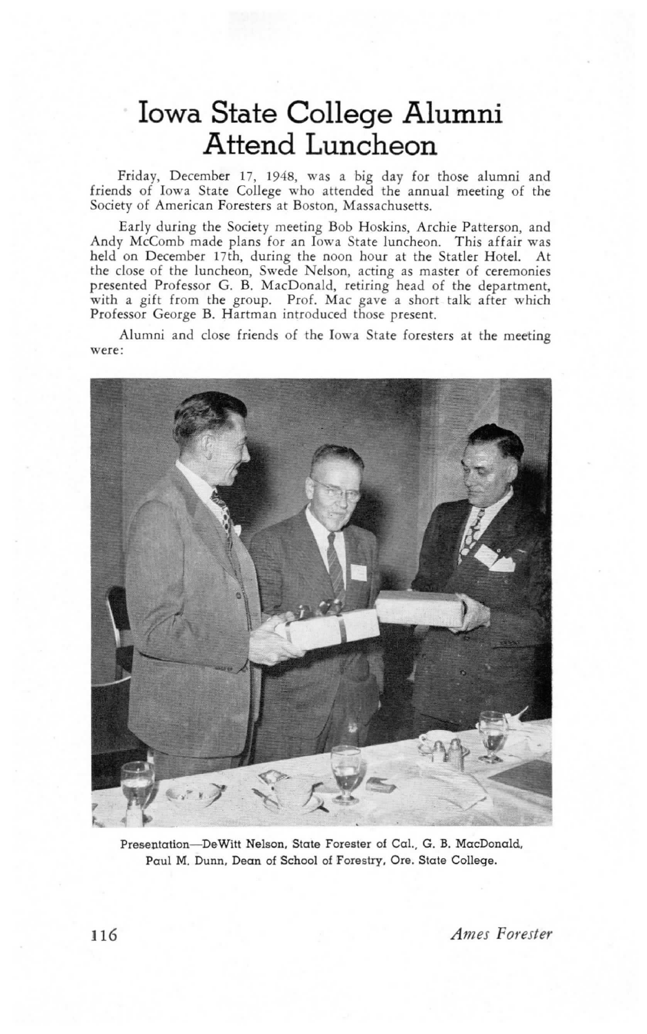# Iowa State College Alumni Attend Luncheon

Friday, December 17, 1948, was a big day for those alumni and friends of Iowa State College who attended the annual meeting of the Society of American Foresters at Boston, Massachusetts.

Early during the Society meeting Bob Hoskins, Archie Patterson, and Andy McComb made plans for an Iowa State luncheon. This affair was held on December 17th, during the noon hour at the Statler Hotel. At the close of the luncheon, Swede Nelson, acting as master of ceremonies presented Professor G. B. MacDonald, retiring head of the department, with a gift from the group. Prof. Mac gave a short talk after which Professor George B. Hartman introduced those present.

Alumni and close friends of the Iowa State foresters at the meeting were:

Presentation—DeWitt Nelson, State Forester of Cal., G. B. MacDonald, Paul M. Dunn, Dean of School of Forestry, Ore. State College.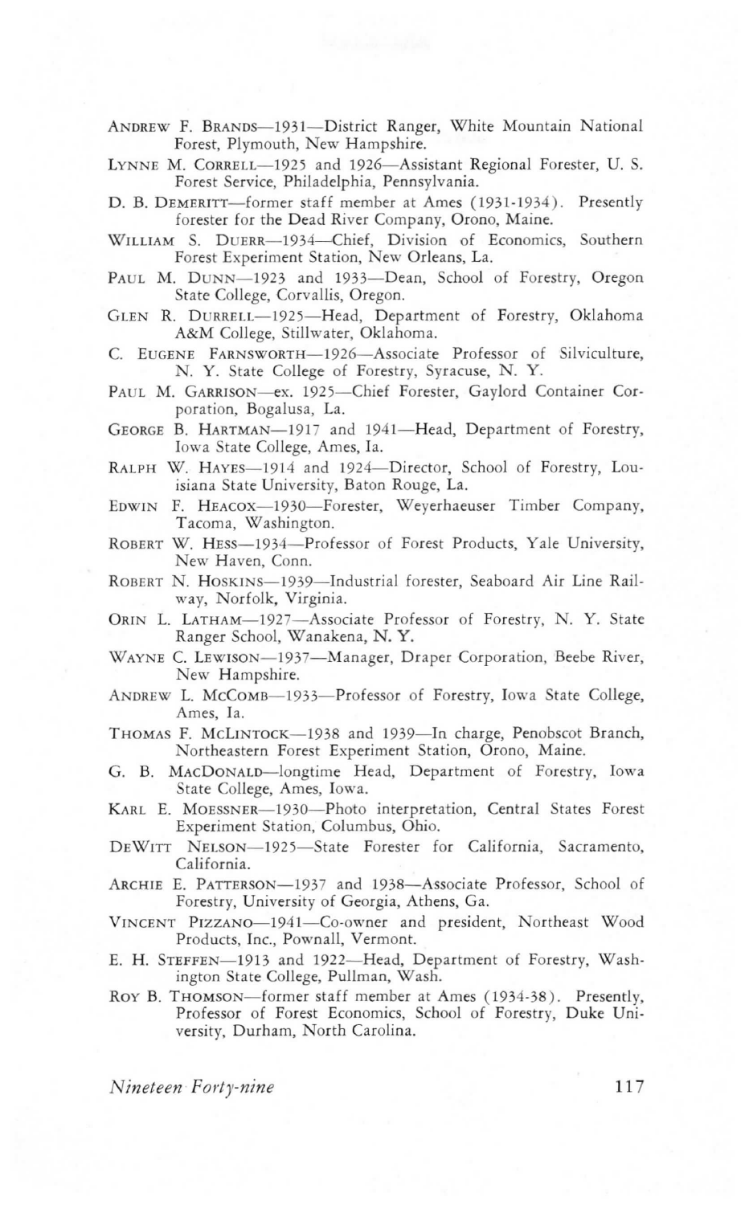ANDREW F. BRANDS—1931—District Ranger, White Mountain National Forest, Plymouth, New Hampshire.

LYNNE M. CORRELL—1925 and 1926—Assistant Regional Forester, U. S. Forest Service, Philadelphia, Pennsylvania.

D. B. DEMERITT—former staff member at Ames (1931-1934). Presently forester for the Dead River Company, Orono, Maine.

WILLIAM S. DUERR—1934—Chief, Division of Economics, Southern Forest Experiment Station, New Orleans, La.

PAUL M. DUNN—1923 and 1933—Dean, School of Forestry, Oregon State College, Corvallis, Oregon.

GLEN R. DURRELL—1925—Head, Department of Forestry, Oklahoma A&M College, Stillwater, Oklahoma.

C. EUGENE FARNSWORTH—1926—Associate Professor of Silviculture, N. Y. State College of Forestry, Syracuse, N. Y.

PAUL M. GARRISON—ex. 1925—Chief Forester, Gaylord Container Corporation, Bogalusa, La.

GEORGE B. HARTMAN—1917 and 1941—Head, Department of Forestry, Iowa State College, Ames, Ia.

RALPH W. HAYES—1914 and 1924—Director, School of Forestry, Louisiana State University, Baton Rouge, La.

EDWIN F. HEACOX—1930—Forester, Weyerhaeuser Timber Company, Tacoma, Washington.

ROBERT W. HESS—1934—Professor of Forest Products, Yale University, New Haven, Conn.

ROBERT N. HOSKINS—1939—Industrial forester, Seaboard Air Line Railway, Norfolk, Virginia.

ORIN L. LATHAM—1927—Associate Professor of Forestry, N. Y. State Ranger School, Wanakena, N. Y.

WAYNE C. LEWISON—1937—Manager, Draper Corporation, Beebe River, New Hampshire.

ANDREW L. MCCOMB—1933—Professor of Forestry, Iowa State College, Ames, Ia.

THOMAS F. MCLINTOCK—1938 and 1939—In charge, Penobscot Branch, Northeastern Forest Experiment Station, Orono, Maine.

G. B. MACDONALD—longtime Head, Department of Forestry, Iowa State College, Ames, Iowa.

KARL E. MOESSNER—1930—Photo interpretation, Central States Forest Experiment Station, Columbus, Ohio.

DEWITT NELSON—1925—State Forester for California, Sacramento, California.

ARCHIE E. PATTERSON—1937 and 1938—Associate Professor, School of Forestry, University of Georgia, Athens, Ga.

VINCENT PIZZANO—1941—Co-owner and president, Northeast Wood Products, Inc., Pownall, Vermont.

E. H. STEFFEN—1913 and 1922—Head, Department of Forestry, Washington State College, Pullman, Wash.

ROY B. THOMSON—former staff member at Ames (1934-38). Presently, Professor of Forest Economics, School of Forestry, Duke University, Durham, North Carolina.